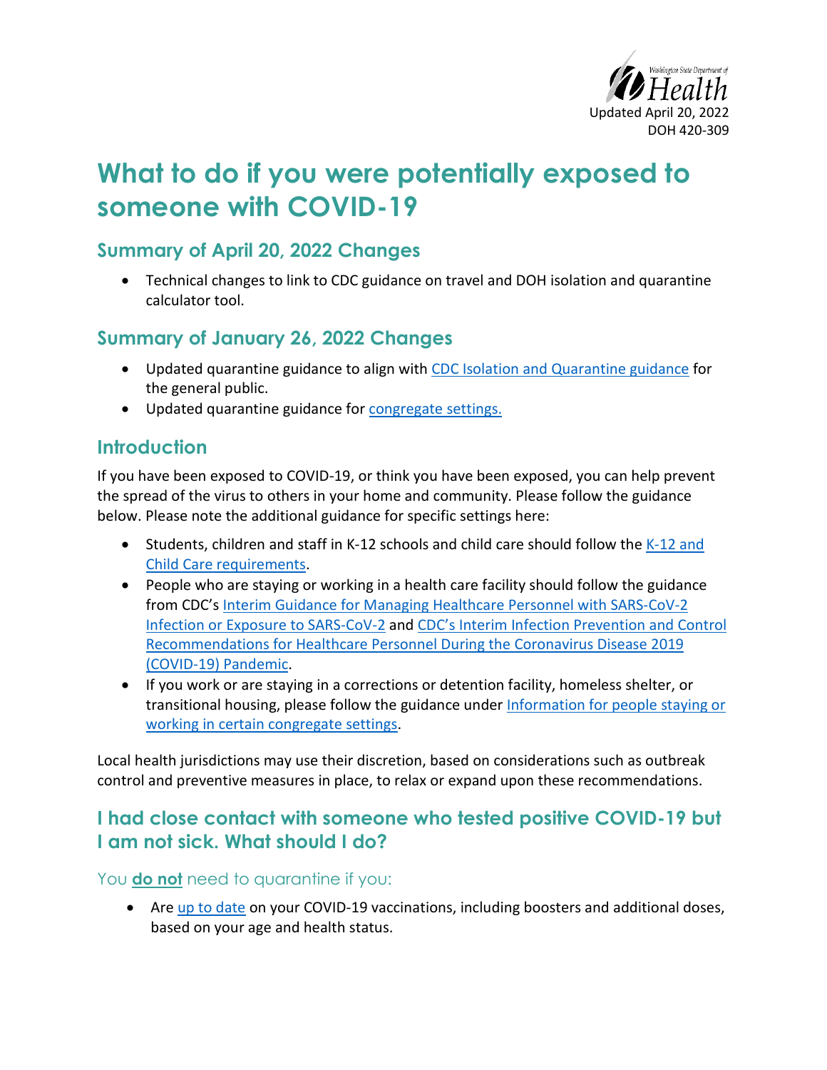Updated April 20, 2022
DOH 420-309

# What to do if you were potentially exposed to someone with COVID-19

## Summary of April 20, 2022 Changes

- Technical changes to link to CDC guidance on travel and DOH isolation and quarantine calculator tool.

## Summary of January 26, 2022 Changes

- Updated quarantine guidance to align with CDC Isolation and Quarantine guidance for the general public.
- Updated quarantine guidance for congregate settings.

## Introduction

If you have been exposed to COVID-19, or think you have been exposed, you can help prevent the spread of the virus to others in your home and community. Please follow the guidance below. Please note the additional guidance for specific settings here:

- Students, children and staff in K-12 schools and child care should follow the K-12 and Child Care requirements.
- People who are staying or working in a health care facility should follow the guidance from CDC's Interim Guidance for Managing Healthcare Personnel with SARS-CoV-2 Infection or Exposure to SARS-CoV-2 and CDC's Interim Infection Prevention and Control Recommendations for Healthcare Personnel During the Coronavirus Disease 2019 (COVID-19) Pandemic.
- If you work or are staying in a corrections or detention facility, homeless shelter, or transitional housing, please follow the guidance under Information for people staying or working in certain congregate settings.

Local health jurisdictions may use their discretion, based on considerations such as outbreak control and preventive measures in place, to relax or expand upon these recommendations.

## I had close contact with someone who tested positive COVID-19 but I am not sick. What should I do?

### You **do not** need to quarantine if you:

- Are up to date on your COVID-19 vaccinations, including boosters and additional doses, based on your age and health status.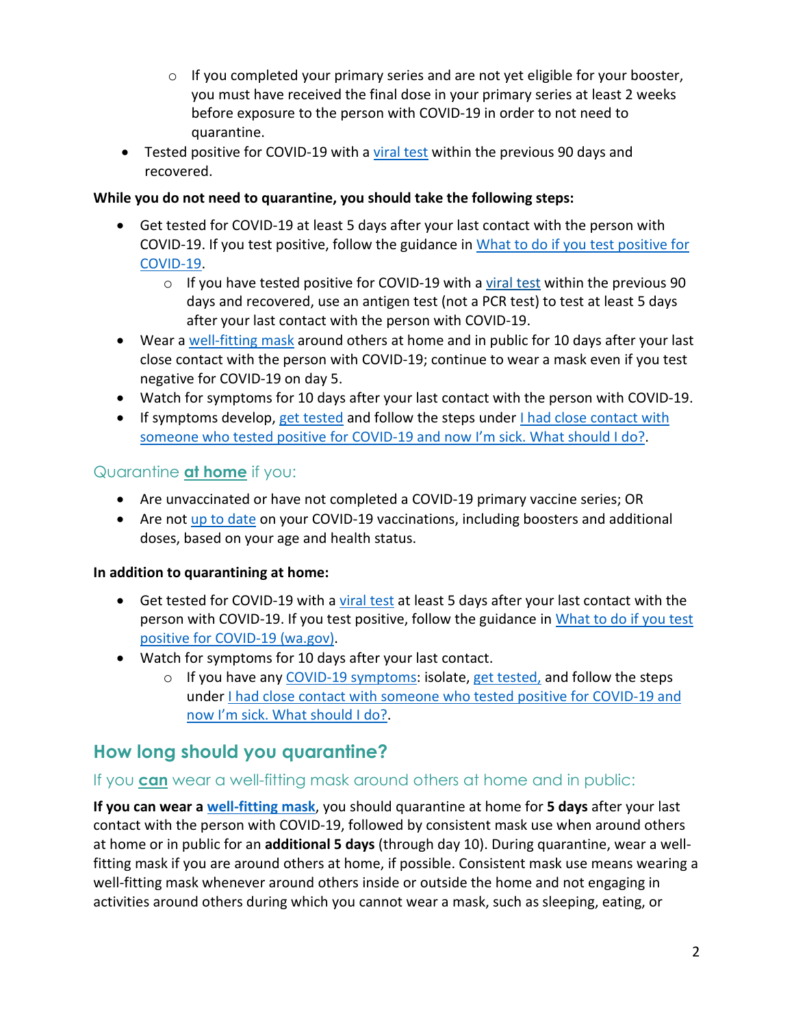- If you completed your primary series and are not yet eligible for your booster, you must have received the final dose in your primary series at least 2 weeks before exposure to the person with COVID-19 in order to not need to quarantine.
- Tested positive for COVID-19 with a viral test within the previous 90 days and recovered.

**While you do not need to quarantine, you should take the following steps:**

- Get tested for COVID-19 at least 5 days after your last contact with the person with COVID-19. If you test positive, follow the guidance in What to do if you test positive for COVID-19.
   - If you have tested positive for COVID-19 with a viral test within the previous 90 days and recovered, use an antigen test (not a PCR test) to test at least 5 days after your last contact with the person with COVID-19.
- Wear a well-fitting mask around others at home and in public for 10 days after your last close contact with the person with COVID-19; continue to wear a mask even if you test negative for COVID-19 on day 5.
- Watch for symptoms for 10 days after your last contact with the person with COVID-19.
- If symptoms develop, get tested and follow the steps under I had close contact with someone who tested positive for COVID-19 and now I'm sick. What should I do?.

### Quarantine **at home** if you:

- Are unvaccinated or have not completed a COVID-19 primary vaccine series; OR
- Are not up to date on your COVID-19 vaccinations, including boosters and additional doses, based on your age and health status.

**In addition to quarantining at home:**

- Get tested for COVID-19 with a viral test at least 5 days after your last contact with the person with COVID-19. If you test positive, follow the guidance in What to do if you test positive for COVID-19 (wa.gov).
- Watch for symptoms for 10 days after your last contact.
   - If you have any COVID-19 symptoms: isolate, get tested, and follow the steps under I had close contact with someone who tested positive for COVID-19 and now I'm sick. What should I do?.

## How long should you quarantine?

### If you **can** wear a well-fitting mask around others at home and in public:

**If you can wear a well-fitting mask**, you should quarantine at home for **5 days** after your last contact with the person with COVID-19, followed by consistent mask use when around others at home or in public for an **additional 5 days** (through day 10). During quarantine, wear a well-fitting mask if you are around others at home, if possible. Consistent mask use means wearing a well-fitting mask whenever around others inside or outside the home and not engaging in activities around others during which you cannot wear a mask, such as sleeping, eating, or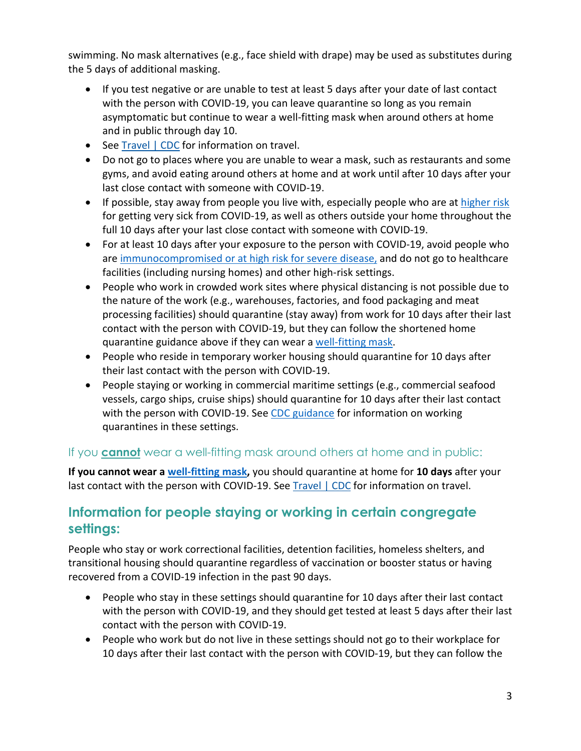swimming. No mask alternatives (e.g., face shield with drape) may be used as substitutes during the 5 days of additional masking.

- If you test negative or are unable to test at least 5 days after your date of last contact with the person with COVID-19, you can leave quarantine so long as you remain asymptomatic but continue to wear a well-fitting mask when around others at home and in public through day 10.
- See [Travel | CDC]() for information on travel.
- Do not go to places where you are unable to wear a mask, such as restaurants and some gyms, and avoid eating around others at home and at work until after 10 days after your last close contact with someone with COVID-19.
- If possible, stay away from people you live with, especially people who are at [higher risk]() for getting very sick from COVID-19, as well as others outside your home throughout the full 10 days after your last close contact with someone with COVID-19.
- For at least 10 days after your exposure to the person with COVID-19, avoid people who are [immunocompromised or at high risk for severe disease,]() and do not go to healthcare facilities (including nursing homes) and other high-risk settings.
- People who work in crowded work sites where physical distancing is not possible due to the nature of the work (e.g., warehouses, factories, and food packaging and meat processing facilities) should quarantine (stay away) from work for 10 days after their last contact with the person with COVID-19, but they can follow the shortened home quarantine guidance above if they can wear a [well-fitting mask]().
- People who reside in temporary worker housing should quarantine for 10 days after their last contact with the person with COVID-19.
- People staying or working in commercial maritime settings (e.g., commercial seafood vessels, cargo ships, cruise ships) should quarantine for 10 days after their last contact with the person with COVID-19. See [CDC guidance]() for information on working quarantines in these settings.

### If you **cannot** wear a well-fitting mask around others at home and in public:

**If you cannot wear a [well-fitting mask](),** you should quarantine at home for **10 days** after your last contact with the person with COVID-19. See [Travel | CDC]() for information on travel.

## Information for people staying or working in certain congregate settings:

People who stay or work correctional facilities, detention facilities, homeless shelters, and transitional housing should quarantine regardless of vaccination or booster status or having recovered from a COVID-19 infection in the past 90 days.

- People who stay in these settings should quarantine for 10 days after their last contact with the person with COVID-19, and they should get tested at least 5 days after their last contact with the person with COVID-19.
- People who work but do not live in these settings should not go to their workplace for 10 days after their last contact with the person with COVID-19, but they can follow the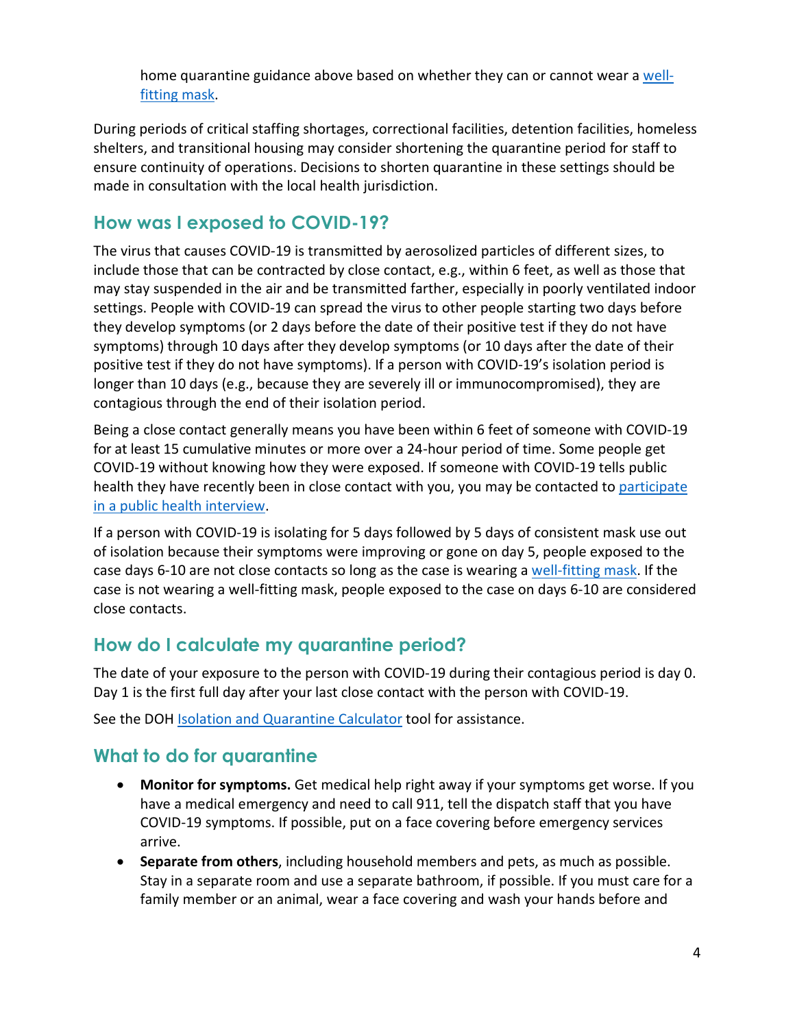home quarantine guidance above based on whether they can or cannot wear a well-fitting mask.

During periods of critical staffing shortages, correctional facilities, detention facilities, homeless shelters, and transitional housing may consider shortening the quarantine period for staff to ensure continuity of operations. Decisions to shorten quarantine in these settings should be made in consultation with the local health jurisdiction.

## How was I exposed to COVID-19?

The virus that causes COVID-19 is transmitted by aerosolized particles of different sizes, to include those that can be contracted by close contact, e.g., within 6 feet, as well as those that may stay suspended in the air and be transmitted farther, especially in poorly ventilated indoor settings. People with COVID-19 can spread the virus to other people starting two days before they develop symptoms (or 2 days before the date of their positive test if they do not have symptoms) through 10 days after they develop symptoms (or 10 days after the date of their positive test if they do not have symptoms). If a person with COVID-19's isolation period is longer than 10 days (e.g., because they are severely ill or immunocompromised), they are contagious through the end of their isolation period.

Being a close contact generally means you have been within 6 feet of someone with COVID-19 for at least 15 cumulative minutes or more over a 24-hour period of time. Some people get COVID-19 without knowing how they were exposed. If someone with COVID-19 tells public health they have recently been in close contact with you, you may be contacted to participate in a public health interview.

If a person with COVID-19 is isolating for 5 days followed by 5 days of consistent mask use out of isolation because their symptoms were improving or gone on day 5, people exposed to the case days 6-10 are not close contacts so long as the case is wearing a well-fitting mask. If the case is not wearing a well-fitting mask, people exposed to the case on days 6-10 are considered close contacts.

## How do I calculate my quarantine period?

The date of your exposure to the person with COVID-19 during their contagious period is day 0. Day 1 is the first full day after your last close contact with the person with COVID-19.

See the DOH Isolation and Quarantine Calculator tool for assistance.

## What to do for quarantine

- **Monitor for symptoms.** Get medical help right away if your symptoms get worse. If you have a medical emergency and need to call 911, tell the dispatch staff that you have COVID-19 symptoms. If possible, put on a face covering before emergency services arrive.
- **Separate from others**, including household members and pets, as much as possible. Stay in a separate room and use a separate bathroom, if possible. If you must care for a family member or an animal, wear a face covering and wash your hands before and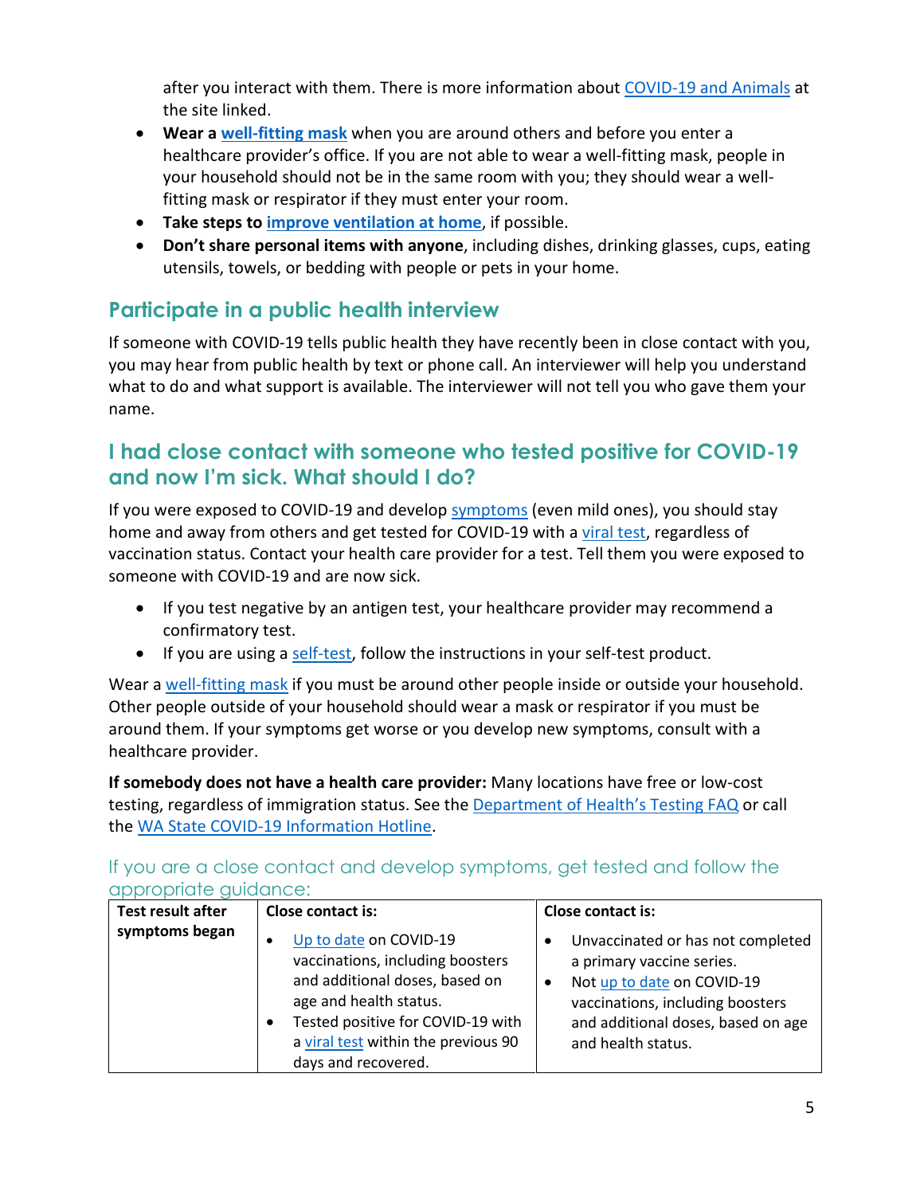after you interact with them. There is more information about COVID-19 and Animals at the site linked.

- **Wear a well-fitting mask** when you are around others and before you enter a healthcare provider's office. If you are not able to wear a well-fitting mask, people in your household should not be in the same room with you; they should wear a well-fitting mask or respirator if they must enter your room.
- **Take steps to improve ventilation at home**, if possible.
- **Don't share personal items with anyone**, including dishes, drinking glasses, cups, eating utensils, towels, or bedding with people or pets in your home.

## Participate in a public health interview

If someone with COVID-19 tells public health they have recently been in close contact with you, you may hear from public health by text or phone call. An interviewer will help you understand what to do and what support is available. The interviewer will not tell you who gave them your name.

## I had close contact with someone who tested positive for COVID-19 and now I'm sick. What should I do?

If you were exposed to COVID-19 and develop symptoms (even mild ones), you should stay home and away from others and get tested for COVID-19 with a viral test, regardless of vaccination status. Contact your health care provider for a test. Tell them you were exposed to someone with COVID-19 and are now sick.

- If you test negative by an antigen test, your healthcare provider may recommend a confirmatory test.
- If you are using a self-test, follow the instructions in your self-test product.

Wear a well-fitting mask if you must be around other people inside or outside your household. Other people outside of your household should wear a mask or respirator if you must be around them. If your symptoms get worse or you develop new symptoms, consult with a healthcare provider.

**If somebody does not have a health care provider:** Many locations have free or low-cost testing, regardless of immigration status. See the Department of Health's Testing FAQ or call the WA State COVID-19 Information Hotline.

### If you are a close contact and develop symptoms, get tested and follow the appropriate guidance:

| Test result after symptoms began | Close contact is:<br>• Up to date on COVID-19 vaccinations, including boosters and additional doses, based on age and health status.<br>• Tested positive for COVID-19 with a viral test within the previous 90 days and recovered. | Close contact is:<br>• Unvaccinated or has not completed a primary vaccine series.<br>• Not up to date on COVID-19 vaccinations, including boosters and additional doses, based on age and health status. |
|---|---|---|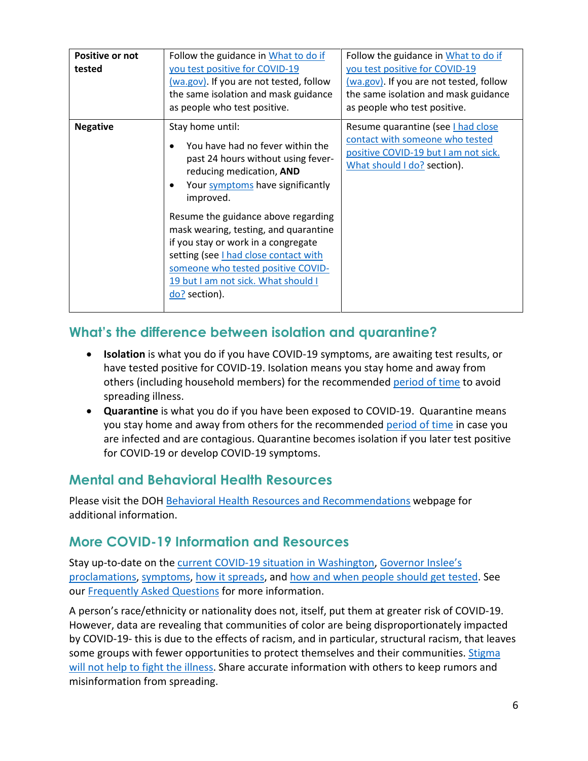| | | |
|---|---|---|
| **Positive or not tested** | Follow the guidance in What to do if you test positive for COVID-19 (wa.gov). If you are not tested, follow the same isolation and mask guidance as people who test positive. | Follow the guidance in What to do if you test positive for COVID-19 (wa.gov). If you are not tested, follow the same isolation and mask guidance as people who test positive. |
| **Negative** | Stay home until:<br>• You have had no fever within the past 24 hours without using fever-reducing medication, **AND**<br>• Your symptoms have significantly improved.<br><br>Resume the guidance above regarding mask wearing, testing, and quarantine if you stay or work in a congregate setting (see I had close contact with someone who tested positive COVID-19 but I am not sick. What should I do? section). | Resume quarantine (see I had close contact with someone who tested positive COVID-19 but I am not sick. What should I do? section). |

## What's the difference between isolation and quarantine?

- **Isolation** is what you do if you have COVID-19 symptoms, are awaiting test results, or have tested positive for COVID-19. Isolation means you stay home and away from others (including household members) for the recommended period of time to avoid spreading illness.
- **Quarantine** is what you do if you have been exposed to COVID-19. Quarantine means you stay home and away from others for the recommended period of time in case you are infected and are contagious. Quarantine becomes isolation if you later test positive for COVID-19 or develop COVID-19 symptoms.

## Mental and Behavioral Health Resources

Please visit the DOH Behavioral Health Resources and Recommendations webpage for additional information.

## More COVID-19 Information and Resources

Stay up-to-date on the current COVID-19 situation in Washington, Governor Inslee's proclamations, symptoms, how it spreads, and how and when people should get tested. See our Frequently Asked Questions for more information.

A person's race/ethnicity or nationality does not, itself, put them at greater risk of COVID-19. However, data are revealing that communities of color are being disproportionately impacted by COVID-19- this is due to the effects of racism, and in particular, structural racism, that leaves some groups with fewer opportunities to protect themselves and their communities. Stigma will not help to fight the illness. Share accurate information with others to keep rumors and misinformation from spreading.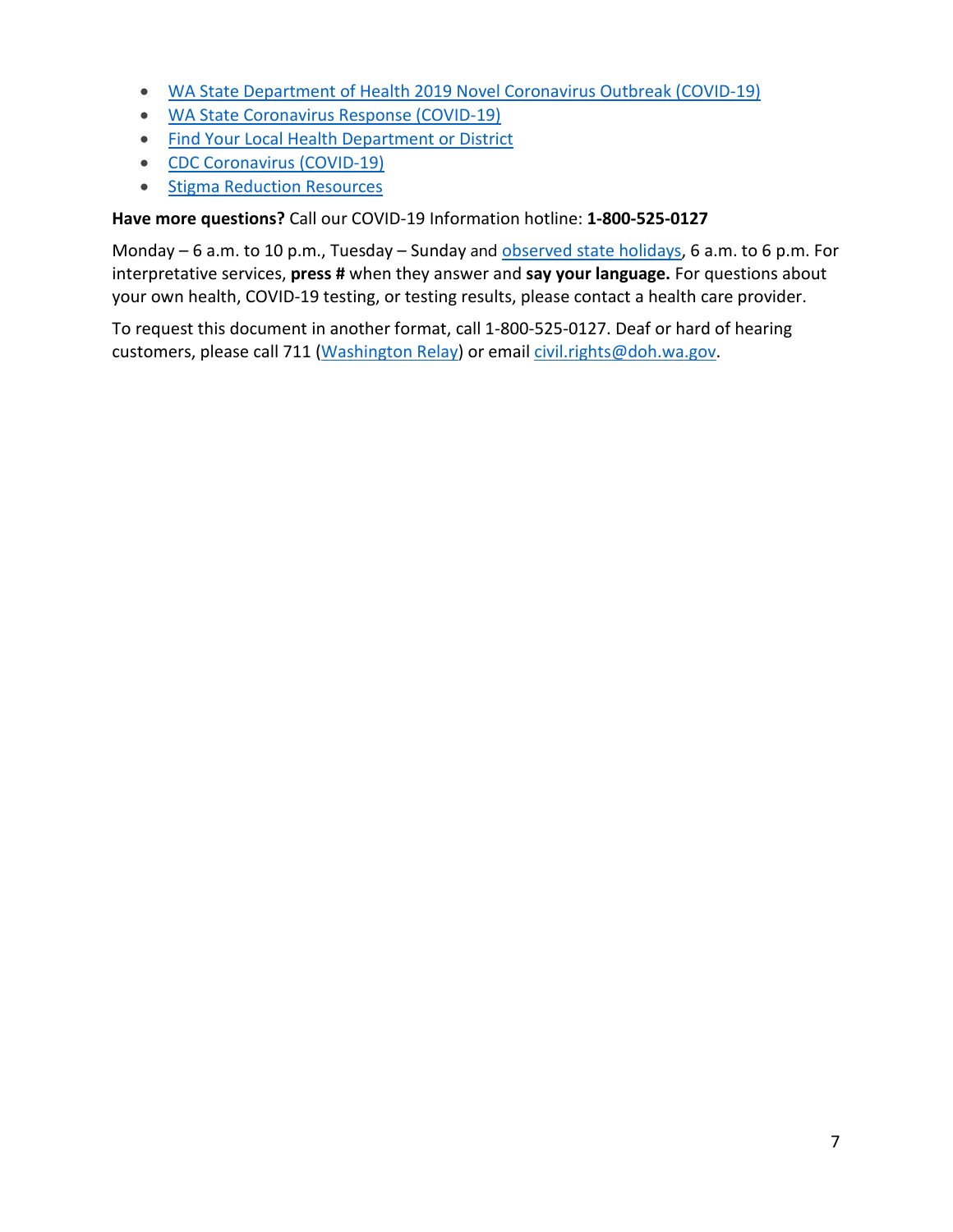- WA State Department of Health 2019 Novel Coronavirus Outbreak (COVID-19)
- WA State Coronavirus Response (COVID-19)
- Find Your Local Health Department or District
- CDC Coronavirus (COVID-19)
- Stigma Reduction Resources

**Have more questions?** Call our COVID-19 Information hotline: **1-800-525-0127**

Monday – 6 a.m. to 10 p.m., Tuesday – Sunday and observed state holidays, 6 a.m. to 6 p.m. For interpretative services, **press #** when they answer and **say your language.** For questions about your own health, COVID-19 testing, or testing results, please contact a health care provider.

To request this document in another format, call 1-800-525-0127. Deaf or hard of hearing customers, please call 711 (Washington Relay) or email civil.rights@doh.wa.gov.